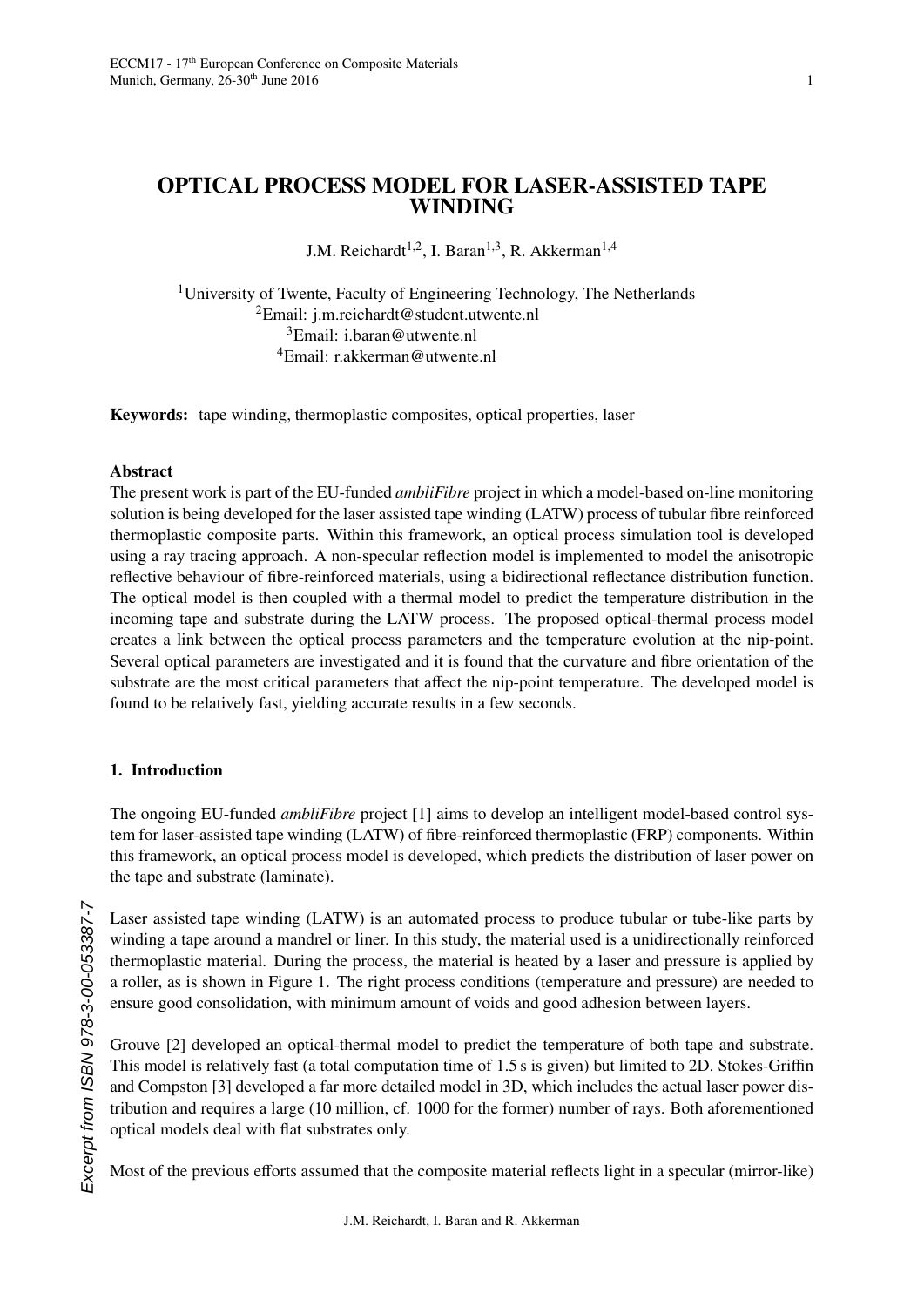# OPTICAL PROCESS MODEL FOR LASER-ASSISTED TAPE WINDING

J.M. Reichardt[1,2], I. Baran[1,3], R. Akkerman[1,4]

[1]University of Twente, Faculty of Engineering Technology, The Netherlands
[2]Email: j.m.reichardt@student.utwente.nl
[3]Email: i.baran@utwente.nl
[4]Email: r.akkerman@utwente.nl

**Keywords:** tape winding, thermoplastic composites, optical properties, laser

## Abstract

The present work is part of the EU-funded *ambliFibre* project in which a model-based on-line monitoring solution is being developed for the laser assisted tape winding (LATW) process of tubular fibre reinforced thermoplastic composite parts. Within this framework, an optical process simulation tool is developed using a ray tracing approach. A non-specular reflection model is implemented to model the anisotropic reflective behaviour of fibre-reinforced materials, using a bidirectional reflectance distribution function. The optical model is then coupled with a thermal model to predict the temperature distribution in the incoming tape and substrate during the LATW process. The proposed optical-thermal process model creates a link between the optical process parameters and the temperature evolution at the nip-point. Several optical parameters are investigated and it is found that the curvature and fibre orientation of the substrate are the most critical parameters that affect the nip-point temperature. The developed model is found to be relatively fast, yielding accurate results in a few seconds.

## 1. Introduction

The ongoing EU-funded *ambliFibre* project [1] aims to develop an intelligent model-based control system for laser-assisted tape winding (LATW) of fibre-reinforced thermoplastic (FRP) components. Within this framework, an optical process model is developed, which predicts the distribution of laser power on the tape and substrate (laminate).

Laser assisted tape winding (LATW) is an automated process to produce tubular or tube-like parts by winding a tape around a mandrel or liner. In this study, the material used is a unidirectionally reinforced thermoplastic material. During the process, the material is heated by a laser and pressure is applied by a roller, as is shown in Figure 1. The right process conditions (temperature and pressure) are needed to ensure good consolidation, with minimum amount of voids and good adhesion between layers.

Grouve [2] developed an optical-thermal model to predict the temperature of both tape and substrate. This model is relatively fast (a total computation time of 1.5 s is given) but limited to 2D. Stokes-Griffin and Compston [3] developed a far more detailed model in 3D, which includes the actual laser power distribution and requires a large (10 million, cf. 1000 for the former) number of rays. Both aforementioned optical models deal with flat substrates only.

Most of the previous efforts assumed that the composite material reflects light in a specular (mirror-like)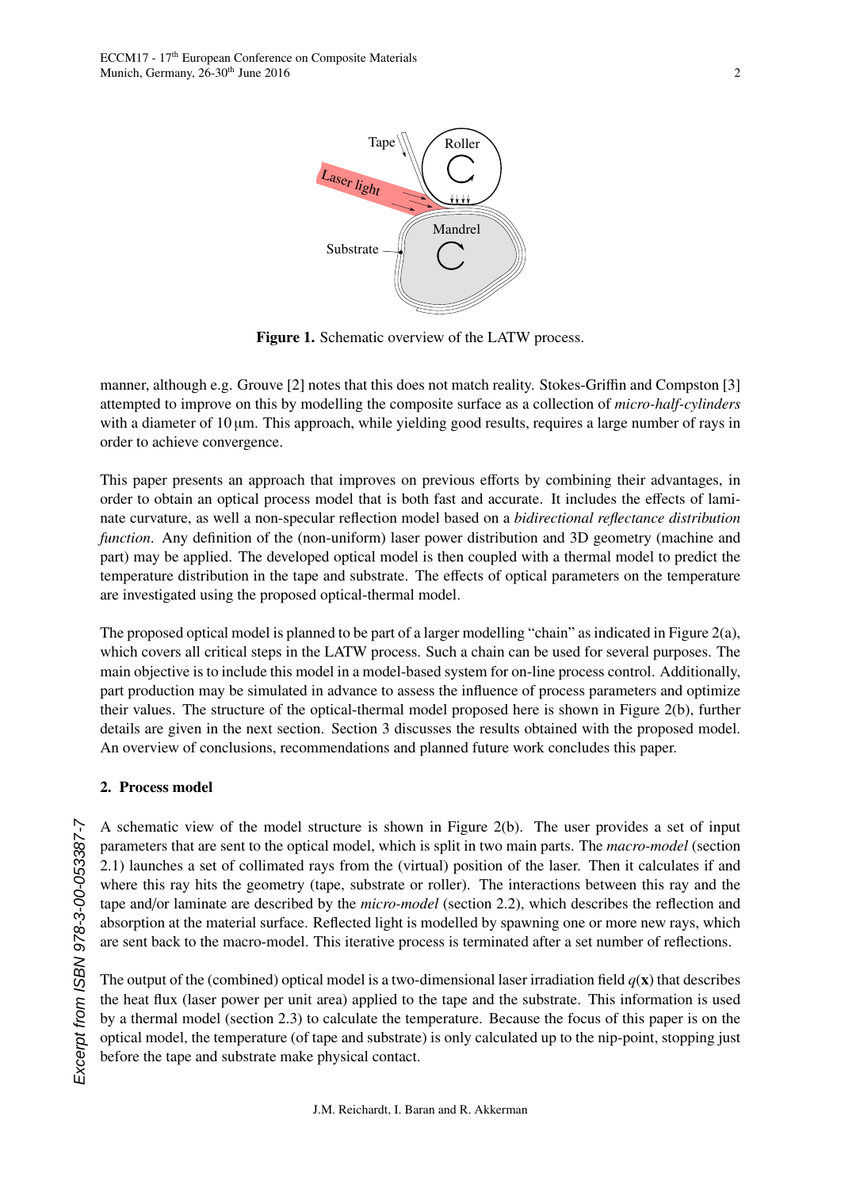Figure 1. Schematic overview of the LATW process.

manner, although e.g. Grouve [2] notes that this does not match reality. Stokes-Griffin and Compston [3] attempted to improve on this by modelling the composite surface as a collection of *micro-half-cylinders* with a diameter of 10 µm. This approach, while yielding good results, requires a large number of rays in order to achieve convergence.

This paper presents an approach that improves on previous efforts by combining their advantages, in order to obtain an optical process model that is both fast and accurate. It includes the effects of laminate curvature, as well a non-specular reflection model based on a *bidirectional reflectance distribution function*. Any definition of the (non-uniform) laser power distribution and 3D geometry (machine and part) may be applied. The developed optical model is then coupled with a thermal model to predict the temperature distribution in the tape and substrate. The effects of optical parameters on the temperature are investigated using the proposed optical-thermal model.

The proposed optical model is planned to be part of a larger modelling "chain" as indicated in Figure 2(a), which covers all critical steps in the LATW process. Such a chain can be used for several purposes. The main objective is to include this model in a model-based system for on-line process control. Additionally, part production may be simulated in advance to assess the influence of process parameters and optimize their values. The structure of the optical-thermal model proposed here is shown in Figure 2(b), further details are given in the next section. Section 3 discusses the results obtained with the proposed model. An overview of conclusions, recommendations and planned future work concludes this paper.

## 2. Process model

A schematic view of the model structure is shown in Figure 2(b). The user provides a set of input parameters that are sent to the optical model, which is split in two main parts. The *macro-model* (section 2.1) launches a set of collimated rays from the (virtual) position of the laser. Then it calculates if and where this ray hits the geometry (tape, substrate or roller). The interactions between this ray and the tape and/or laminate are described by the *micro-model* (section 2.2), which describes the reflection and absorption at the material surface. Reflected light is modelled by spawning one or more new rays, which are sent back to the macro-model. This iterative process is terminated after a set number of reflections.

The output of the (combined) optical model is a two-dimensional laser irradiation field $q(\mathbf{x})$ that describes the heat flux (laser power per unit area) applied to the tape and the substrate. This information is used by a thermal model (section 2.3) to calculate the temperature. Because the focus of this paper is on the optical model, the temperature (of tape and substrate) is only calculated up to the nip-point, stopping just before the tape and substrate make physical contact.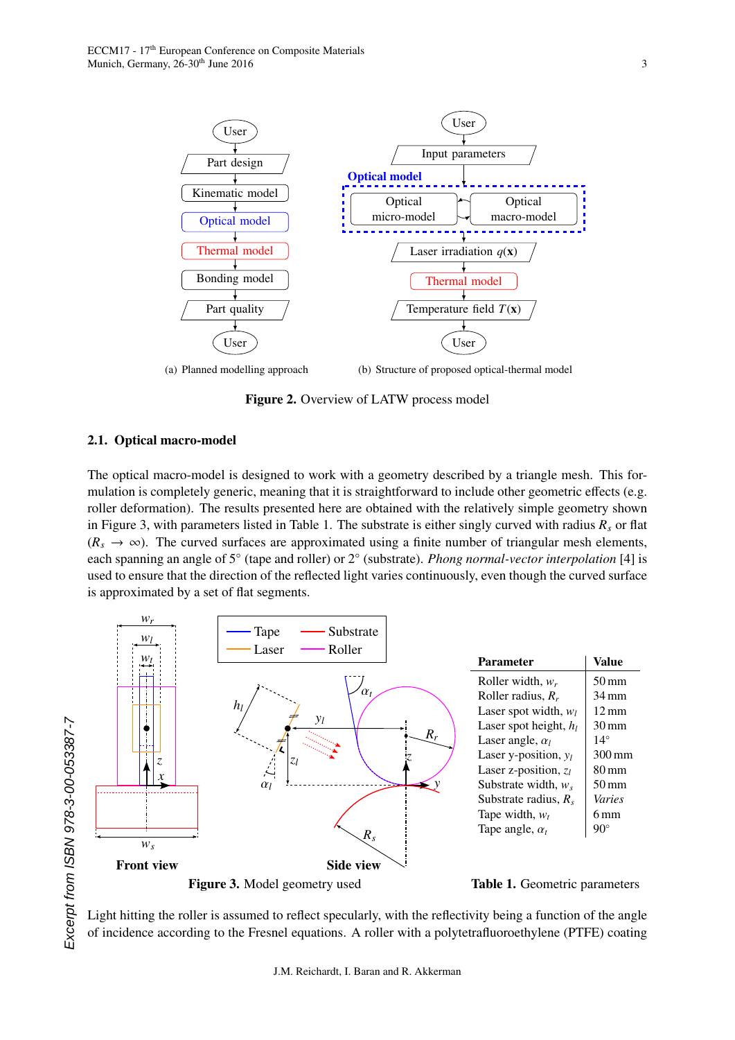(a) Planned modelling approach

(b) Structure of proposed optical-thermal model

**Figure 2.** Overview of LATW process model

### 2.1. Optical macro-model

The optical macro-model is designed to work with a geometry described by a triangle mesh. This formulation is completely generic, meaning that it is straightforward to include other geometric effects (e.g. roller deformation). The results presented here are obtained with the relatively simple geometry shown in Figure 3, with parameters listed in Table 1. The substrate is either singly curved with radius $R_s$ or flat ($R_s \to \infty$). The curved surfaces are approximated using a finite number of triangular mesh elements, each spanning an angle of 5° (tape and roller) or 2° (substrate). *Phong normal-vector interpolation* [4] is used to ensure that the direction of the reflected light varies continuously, even though the curved surface is approximated by a set of flat segments.

**Figure 3.** Model geometry used

| Parameter | Value |
|---|---|
| Roller width, $w_r$ | 50 mm |
| Roller radius, $R_r$ | 34 mm |
| Laser spot width, $w_l$ | 12 mm |
| Laser spot height, $h_l$ | 30 mm |
| Laser angle, $\alpha_l$ | 14° |
| Laser y-position, $y_l$ | 300 mm |
| Laser z-position, $z_l$ | 80 mm |
| Substrate width, $w_s$ | 50 mm |
| Substrate radius, $R_s$ | *Varies* |
| Tape width, $w_t$ | 6 mm |
| Tape angle, $\alpha_t$ | 90° |

**Table 1.** Geometric parameters

Light hitting the roller is assumed to reflect specularly, with the reflectivity being a function of the angle of incidence according to the Fresnel equations. A roller with a polytetrafluoroethylene (PTFE) coating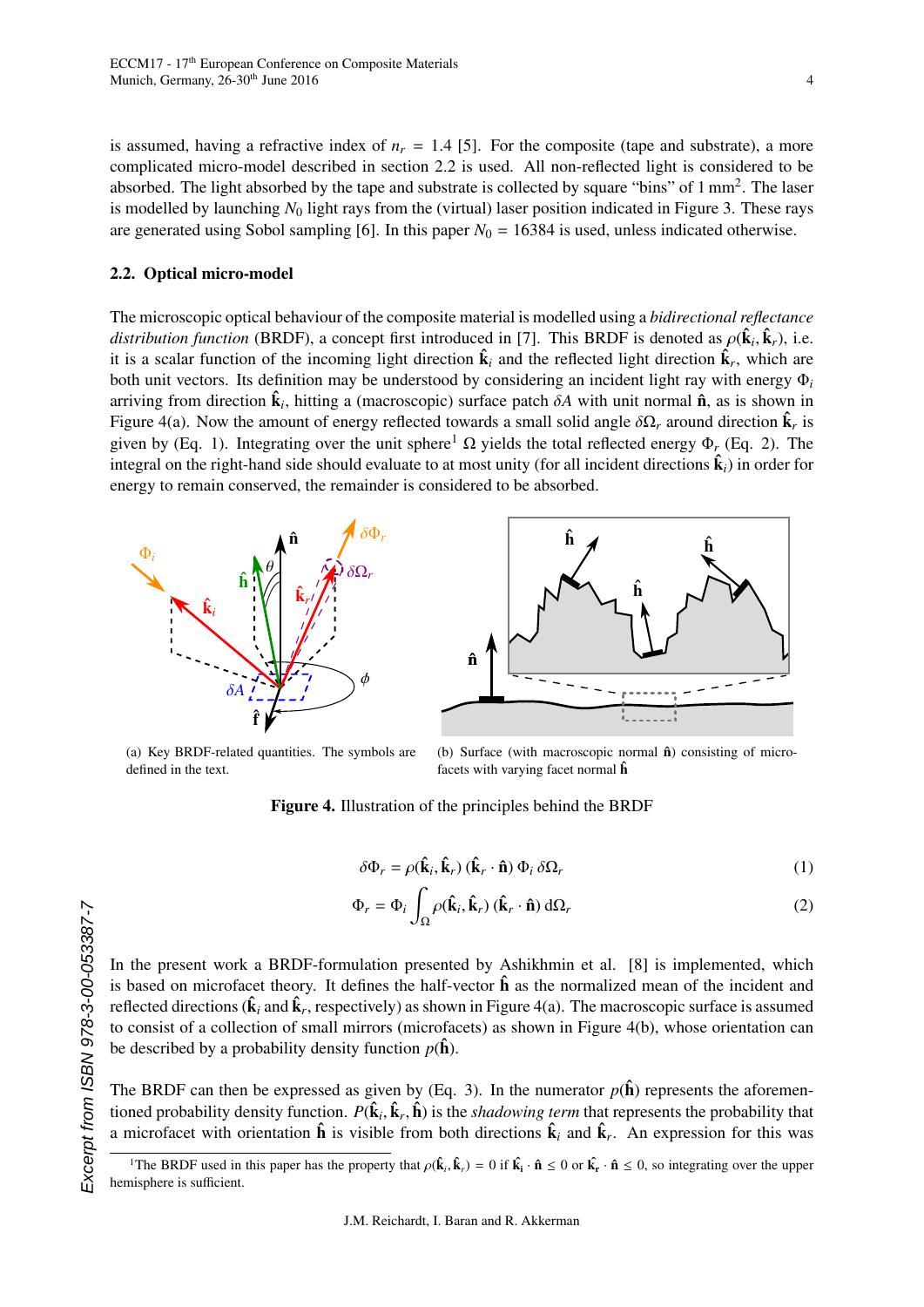is assumed, having a refractive index of $n_r = 1.4$ [5]. For the composite (tape and substrate), a more complicated micro-model described in section 2.2 is used. All non-reflected light is considered to be absorbed. The light absorbed by the tape and substrate is collected by square "bins" of 1 mm$^2$. The laser is modelled by launching $N_0$ light rays from the (virtual) laser position indicated in Figure 3. These rays are generated using Sobol sampling [6]. In this paper $N_0 = 16384$ is used, unless indicated otherwise.

### 2.2. Optical micro-model

The microscopic optical behaviour of the composite material is modelled using a *bidirectional reflectance distribution function* (BRDF), a concept first introduced in [7]. This BRDF is denoted as $\rho(\hat{\mathbf{k}}_i, \hat{\mathbf{k}}_r)$, i.e. it is a scalar function of the incoming light direction $\hat{\mathbf{k}}_i$ and the reflected light direction $\hat{\mathbf{k}}_r$, which are both unit vectors. Its definition may be understood by considering an incident light ray with energy $\Phi_i$ arriving from direction $\hat{\mathbf{k}}_i$, hitting a (macroscopic) surface patch $\delta A$ with unit normal $\hat{\mathbf{n}}$, as is shown in Figure 4(a). Now the amount of energy reflected towards a small solid angle $\delta\Omega_r$ around direction $\hat{\mathbf{k}}_r$ is given by (Eq. 1). Integrating over the unit sphere[1] $\Omega$ yields the total reflected energy $\Phi_r$ (Eq. 2). The integral on the right-hand side should evaluate to at most unity (for all incident directions $\hat{\mathbf{k}}_i$) in order for energy to remain conserved, the remainder is considered to be absorbed.

(a) Key BRDF-related quantities. The symbols are defined in the text.

(b) Surface (with macroscopic normal $\hat{\mathbf{n}}$) consisting of microfacets with varying facet normal $\hat{\mathbf{h}}$

**Figure 4.** Illustration of the principles behind the BRDF

$$\delta\Phi_r = \rho(\hat{\mathbf{k}}_i, \hat{\mathbf{k}}_r)\,(\hat{\mathbf{k}}_r \cdot \hat{\mathbf{n}})\,\Phi_i\,\delta\Omega_r \tag{1}$$

$$\Phi_r = \Phi_i \int_{\Omega} \rho(\hat{\mathbf{k}}_i, \hat{\mathbf{k}}_r)\,(\hat{\mathbf{k}}_r \cdot \hat{\mathbf{n}})\,\mathrm{d}\Omega_r \tag{2}$$

In the present work a BRDF-formulation presented by Ashikhmin et al. [8] is implemented, which is based on microfacet theory. It defines the half-vector $\hat{\mathbf{h}}$ as the normalized mean of the incident and reflected directions ($\hat{\mathbf{k}}_i$ and $\hat{\mathbf{k}}_r$, respectively) as shown in Figure 4(a). The macroscopic surface is assumed to consist of a collection of small mirrors (microfacets) as shown in Figure 4(b), whose orientation can be described by a probability density function $p(\hat{\mathbf{h}})$.

The BRDF can then be expressed as given by (Eq. 3). In the numerator $p(\hat{\mathbf{h}})$ represents the aforementioned probability density function. $P(\hat{\mathbf{k}}_i, \hat{\mathbf{k}}_r, \hat{\mathbf{h}})$ is the *shadowing term* that represents the probability that a microfacet with orientation $\hat{\mathbf{h}}$ is visible from both directions $\hat{\mathbf{k}}_i$ and $\hat{\mathbf{k}}_r$. An expression for this was

[1] The BRDF used in this paper has the property that $\rho(\hat{\mathbf{k}}_i, \hat{\mathbf{k}}_r) = 0$ if $\hat{\mathbf{k}}_i \cdot \hat{\mathbf{n}} \leq 0$ or $\hat{\mathbf{k}}_r \cdot \hat{\mathbf{n}} \leq 0$, so integrating over the upper hemisphere is sufficient.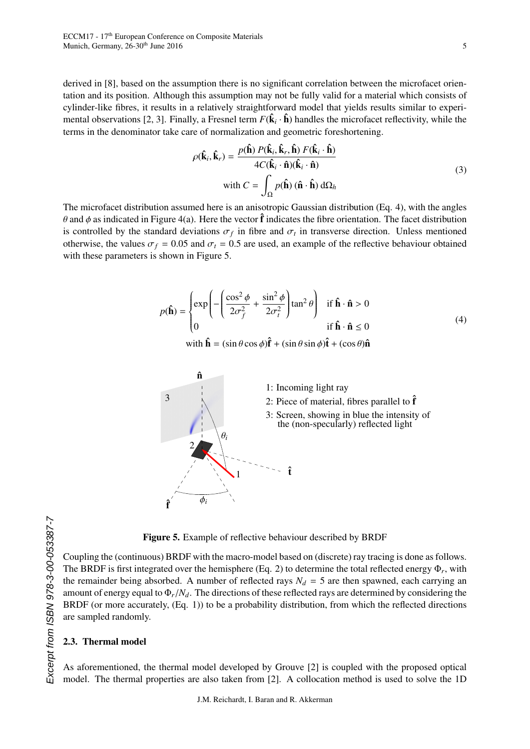derived in [8], based on the assumption there is no significant correlation between the microfacet orientation and its position. Although this assumption may not be fully valid for a material which consists of cylinder-like fibres, it results in a relatively straightforward model that yields results similar to experimental observations [2, 3]. Finally, a Fresnel term $F(\hat{\mathbf{k}}_i \cdot \hat{\mathbf{h}})$ handles the microfacet reflectivity, while the terms in the denominator take care of normalization and geometric foreshortening.

$$\rho(\hat{\mathbf{k}}_i, \hat{\mathbf{k}}_r) = \frac{p(\hat{\mathbf{h}})\, P(\hat{\mathbf{k}}_i, \hat{\mathbf{k}}_r, \hat{\mathbf{h}})\, F(\hat{\mathbf{k}}_i \cdot \hat{\mathbf{h}})}{4C(\hat{\mathbf{k}}_i \cdot \hat{\mathbf{n}})(\hat{\mathbf{k}}_i \cdot \hat{\mathbf{n}})}$$
$$\text{with } C = \int_{\Omega} p(\hat{\mathbf{h}})\, (\hat{\mathbf{n}} \cdot \hat{\mathbf{h}})\, \mathrm{d}\Omega_h \tag{3}$$

The microfacet distribution assumed here is an anisotropic Gaussian distribution (Eq. 4), with the angles $\theta$ and $\phi$ as indicated in Figure 4(a). Here the vector $\hat{\mathbf{f}}$ indicates the fibre orientation. The facet distribution is controlled by the standard deviations $\sigma_f$ in fibre and $\sigma_t$ in transverse direction. Unless mentioned otherwise, the values $\sigma_f = 0.05$ and $\sigma_t = 0.5$ are used, an example of the reflective behaviour obtained with these parameters is shown in Figure 5.

$$p(\hat{\mathbf{h}}) = \begin{cases} \exp\left(-\left(\dfrac{\cos^2\phi}{2\sigma_f^2} + \dfrac{\sin^2\phi}{2\sigma_t^2}\right)\tan^2\theta\right) & \text{if } \hat{\mathbf{h}} \cdot \hat{\mathbf{n}} > 0 \\ 0 & \text{if } \hat{\mathbf{h}} \cdot \hat{\mathbf{n}} \leq 0 \end{cases}$$
$$\text{with } \hat{\mathbf{h}} = (\sin\theta\cos\phi)\hat{\mathbf{f}} + (\sin\theta\sin\phi)\hat{\mathbf{t}} + (\cos\theta)\hat{\mathbf{n}} \tag{4}$$

1: Incoming light ray
2: Piece of material, fibres parallel to $\hat{\mathbf{f}}$
3: Screen, showing in blue the intensity of the (non-specularly) reflected light

**Figure 5.** Example of reflective behaviour described by BRDF

Coupling the (continuous) BRDF with the macro-model based on (discrete) ray tracing is done as follows. The BRDF is first integrated over the hemisphere (Eq. 2) to determine the total reflected energy $\Phi_r$, with the remainder being absorbed. A number of reflected rays $N_d = 5$ are then spawned, each carrying an amount of energy equal to $\Phi_r/N_d$. The directions of these reflected rays are determined by considering the BRDF (or more accurately, (Eq. 1)) to be a probability distribution, from which the reflected directions are sampled randomly.

### 2.3. Thermal model

As aforementioned, the thermal model developed by Grouve [2] is coupled with the proposed optical model. The thermal properties are also taken from [2]. A collocation method is used to solve the 1D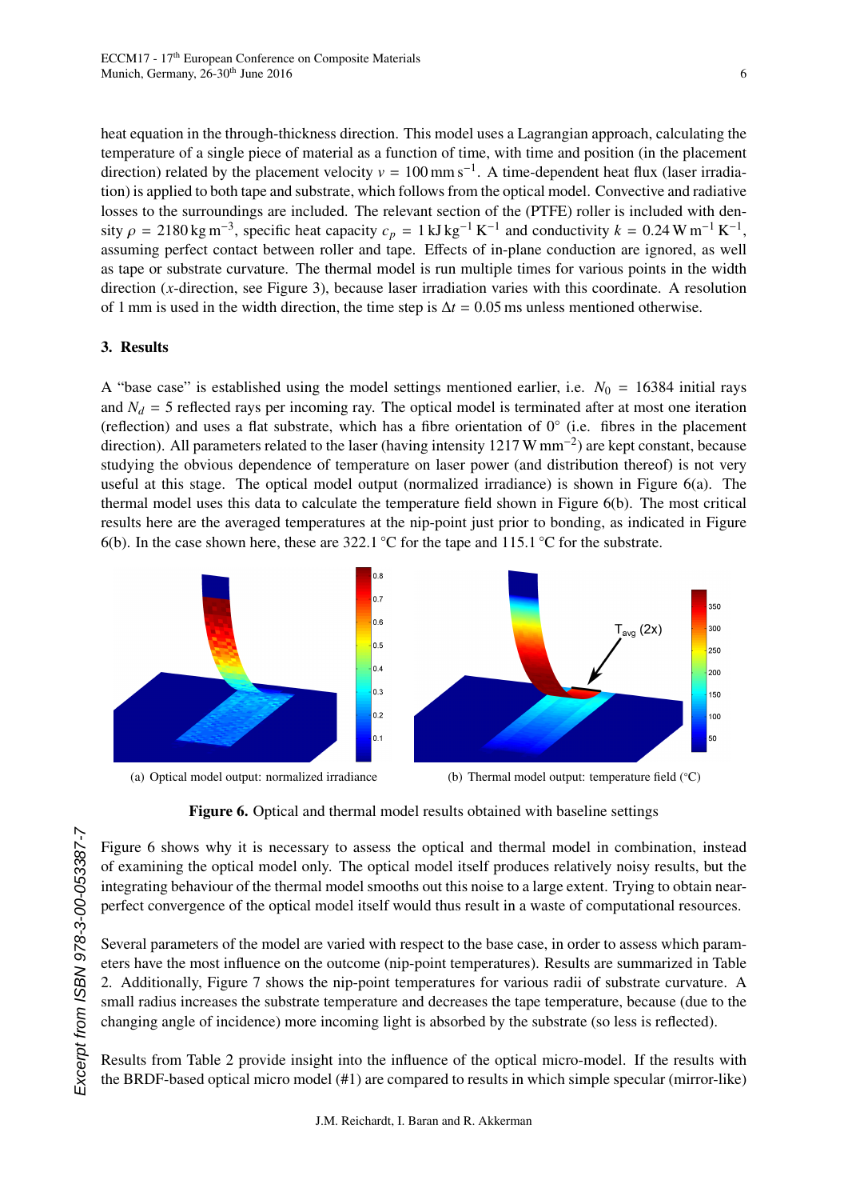heat equation in the through-thickness direction. This model uses a Lagrangian approach, calculating the temperature of a single piece of material as a function of time, with time and position (in the placement direction) related by the placement velocity $v = 100\,\mathrm{mm\,s^{-1}}$. A time-dependent heat flux (laser irradiation) is applied to both tape and substrate, which follows from the optical model. Convective and radiative losses to the surroundings are included. The relevant section of the (PTFE) roller is included with density $\rho = 2180\,\mathrm{kg\,m^{-3}}$, specific heat capacity $c_p = 1\,\mathrm{kJ\,kg^{-1}\,K^{-1}}$ and conductivity $k = 0.24\,\mathrm{W\,m^{-1}\,K^{-1}}$, assuming perfect contact between roller and tape. Effects of in-plane conduction are ignored, as well as tape or substrate curvature. The thermal model is run multiple times for various points in the width direction ($x$-direction, see Figure 3), because laser irradiation varies with this coordinate. A resolution of 1 mm is used in the width direction, the time step is $\Delta t = 0.05\,\mathrm{ms}$ unless mentioned otherwise.

## 3. Results

A "base case" is established using the model settings mentioned earlier, i.e. $N_0 = 16384$ initial rays and $N_d = 5$ reflected rays per incoming ray. The optical model is terminated after at most one iteration (reflection) and uses a flat substrate, which has a fibre orientation of 0° (i.e. fibres in the placement direction). All parameters related to the laser (having intensity $1217\,\mathrm{W\,mm^{-2}}$) are kept constant, because studying the obvious dependence of temperature on laser power (and distribution thereof) is not very useful at this stage. The optical model output (normalized irradiance) is shown in Figure 6(a). The thermal model uses this data to calculate the temperature field shown in Figure 6(b). The most critical results here are the averaged temperatures at the nip-point just prior to bonding, as indicated in Figure 6(b). In the case shown here, these are 322.1 °C for the tape and 115.1 °C for the substrate.

(a) Optical model output: normalized irradiance

(b) Thermal model output: temperature field (°C)

**Figure 6.** Optical and thermal model results obtained with baseline settings

Figure 6 shows why it is necessary to assess the optical and thermal model in combination, instead of examining the optical model only. The optical model itself produces relatively noisy results, but the integrating behaviour of the thermal model smooths out this noise to a large extent. Trying to obtain near-perfect convergence of the optical model itself would thus result in a waste of computational resources.

Several parameters of the model are varied with respect to the base case, in order to assess which parameters have the most influence on the outcome (nip-point temperatures). Results are summarized in Table 2. Additionally, Figure 7 shows the nip-point temperatures for various radii of substrate curvature. A small radius increases the substrate temperature and decreases the tape temperature, because (due to the changing angle of incidence) more incoming light is absorbed by the substrate (so less is reflected).

Results from Table 2 provide insight into the influence of the optical micro-model. If the results with the BRDF-based optical micro model (#1) are compared to results in which simple specular (mirror-like)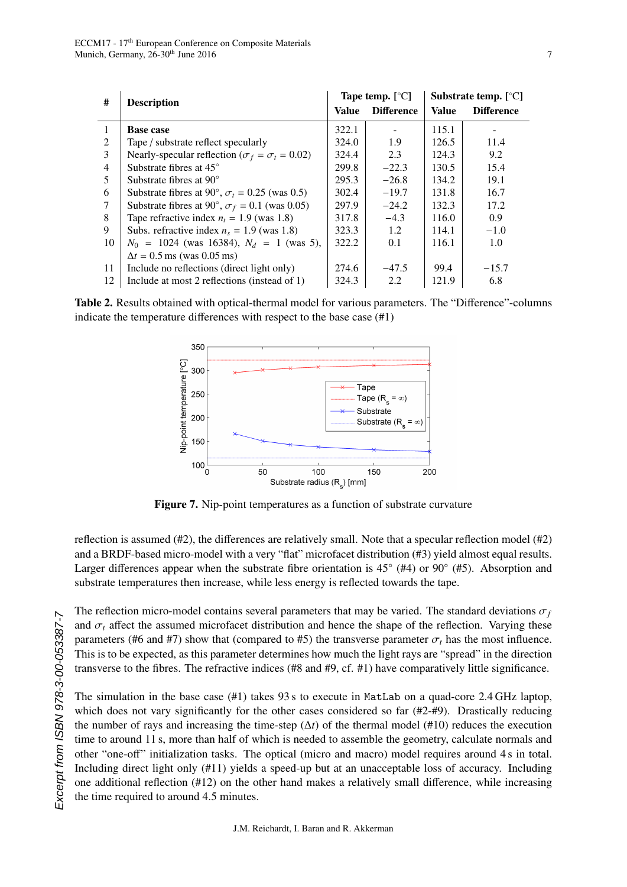| # | Description | Tape temp. [°C] | | Substrate temp. [°C] | |
|---|---|---|---|---|---|
| | | Value | Difference | Value | Difference |
| 1 | **Base case** | 322.1 | - | 115.1 | - |
| 2 | Tape / substrate reflect specularly | 324.0 | 1.9 | 126.5 | 11.4 |
| 3 | Nearly-specular reflection ($\sigma_f = \sigma_t = 0.02$) | 324.4 | 2.3 | 124.3 | 9.2 |
| 4 | Substrate fibres at 45° | 299.8 | −22.3 | 130.5 | 15.4 |
| 5 | Substrate fibres at 90° | 295.3 | −26.8 | 134.2 | 19.1 |
| 6 | Substrate fibres at 90°, $\sigma_t = 0.25$ (was 0.5) | 302.4 | −19.7 | 131.8 | 16.7 |
| 7 | Substrate fibres at 90°, $\sigma_f = 0.1$ (was 0.05) | 297.9 | −24.2 | 132.3 | 17.2 |
| 8 | Tape refractive index $n_t = 1.9$ (was 1.8) | 317.8 | −4.3 | 116.0 | 0.9 |
| 9 | Subs. refractive index $n_s = 1.9$ (was 1.8) | 323.3 | 1.2 | 114.1 | −1.0 |
| 10 | $N_0 = 1024$ (was 16384), $N_d = 1$ (was 5), $\Delta t = 0.5$ ms (was 0.05 ms) | 322.2 | 0.1 | 116.1 | 1.0 |
| 11 | Include no reflections (direct light only) | 274.6 | −47.5 | 99.4 | −15.7 |
| 12 | Include at most 2 reflections (instead of 1) | 324.3 | 2.2 | 121.9 | 6.8 |

**Table 2.** Results obtained with optical-thermal model for various parameters. The "Difference"-columns indicate the temperature differences with respect to the base case (#1)

**Figure 7.** Nip-point temperatures as a function of substrate curvature

reflection is assumed (#2), the differences are relatively small. Note that a specular reflection model (#2) and a BRDF-based micro-model with a very "flat" microfacet distribution (#3) yield almost equal results. Larger differences appear when the substrate fibre orientation is 45° (#4) or 90° (#5). Absorption and substrate temperatures then increase, while less energy is reflected towards the tape.

The reflection micro-model contains several parameters that may be varied. The standard deviations $\sigma_f$ and $\sigma_t$ affect the assumed microfacet distribution and hence the shape of the reflection. Varying these parameters (#6 and #7) show that (compared to #5) the transverse parameter $\sigma_t$ has the most influence. This is to be expected, as this parameter determines how much the light rays are "spread" in the direction transverse to the fibres. The refractive indices (#8 and #9, cf. #1) have comparatively little significance.

The simulation in the base case (#1) takes 93 s to execute in `MatLab` on a quad-core 2.4 GHz laptop, which does not vary significantly for the other cases considered so far (#2-#9). Drastically reducing the number of rays and increasing the time-step ($\Delta t$) of the thermal model (#10) reduces the execution time to around 11 s, more than half of which is needed to assemble the geometry, calculate normals and other "one-off" initialization tasks. The optical (micro and macro) model requires around 4 s in total. Including direct light only (#11) yields a speed-up but at an unacceptable loss of accuracy. Including one additional reflection (#12) on the other hand makes a relatively small difference, while increasing the time required to around 4.5 minutes.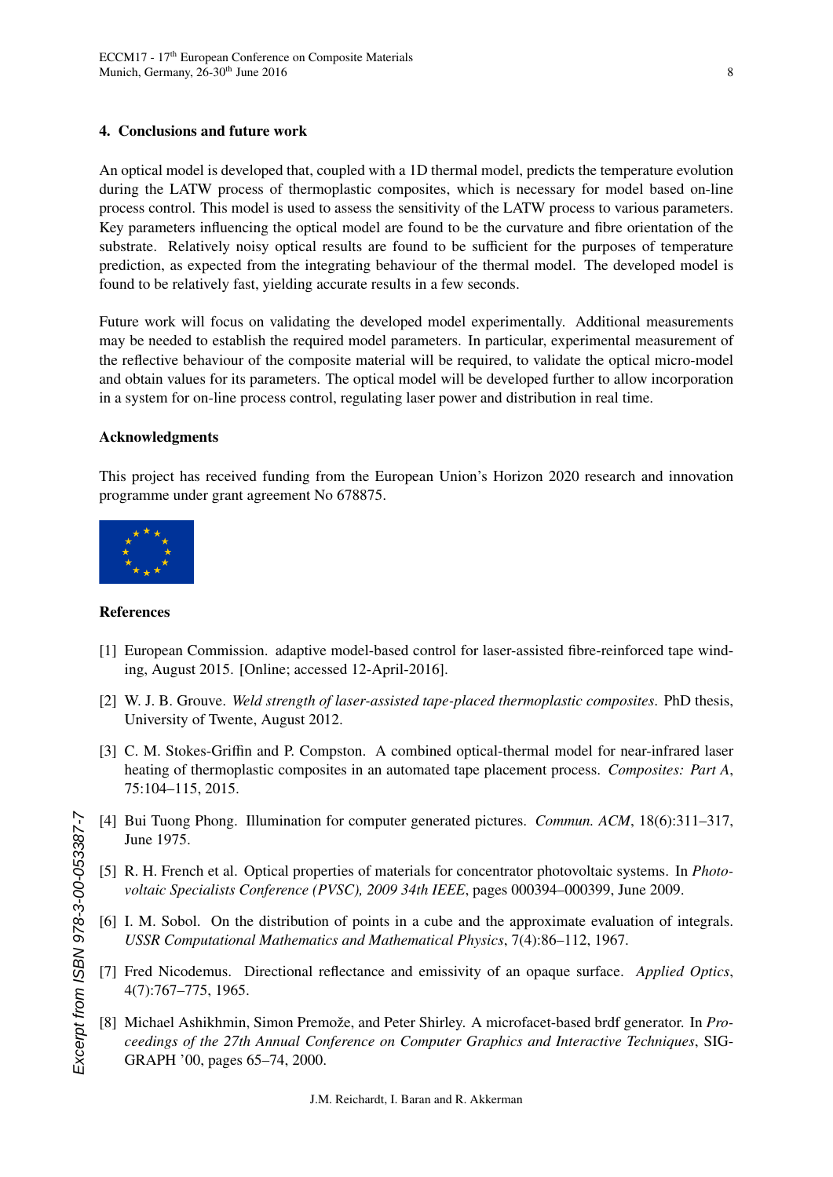## 4. Conclusions and future work

An optical model is developed that, coupled with a 1D thermal model, predicts the temperature evolution during the LATW process of thermoplastic composites, which is necessary for model based on-line process control. This model is used to assess the sensitivity of the LATW process to various parameters. Key parameters influencing the optical model are found to be the curvature and fibre orientation of the substrate. Relatively noisy optical results are found to be sufficient for the purposes of temperature prediction, as expected from the integrating behaviour of the thermal model. The developed model is found to be relatively fast, yielding accurate results in a few seconds.

Future work will focus on validating the developed model experimentally. Additional measurements may be needed to establish the required model parameters. In particular, experimental measurement of the reflective behaviour of the composite material will be required, to validate the optical micro-model and obtain values for its parameters. The optical model will be developed further to allow incorporation in a system for on-line process control, regulating laser power and distribution in real time.

## Acknowledgments

This project has received funding from the European Union's Horizon 2020 research and innovation programme under grant agreement No 678875.

## References

[1] European Commission. adaptive model-based control for laser-assisted fibre-reinforced tape winding, August 2015. [Online; accessed 12-April-2016].

[2] W. J. B. Grouve. *Weld strength of laser-assisted tape-placed thermoplastic composites*. PhD thesis, University of Twente, August 2012.

[3] C. M. Stokes-Griffin and P. Compston. A combined optical-thermal model for near-infrared laser heating of thermoplastic composites in an automated tape placement process. *Composites: Part A*, 75:104–115, 2015.

[4] Bui Tuong Phong. Illumination for computer generated pictures. *Commun. ACM*, 18(6):311–317, June 1975.

[5] R. H. French et al. Optical properties of materials for concentrator photovoltaic systems. In *Photovoltaic Specialists Conference (PVSC), 2009 34th IEEE*, pages 000394–000399, June 2009.

[6] I. M. Sobol. On the distribution of points in a cube and the approximate evaluation of integrals. *USSR Computational Mathematics and Mathematical Physics*, 7(4):86–112, 1967.

[7] Fred Nicodemus. Directional reflectance and emissivity of an opaque surface. *Applied Optics*, 4(7):767–775, 1965.

[8] Michael Ashikhmin, Simon Premože, and Peter Shirley. A microfacet-based brdf generator. In *Proceedings of the 27th Annual Conference on Computer Graphics and Interactive Techniques*, SIGGRAPH '00, pages 65–74, 2000.